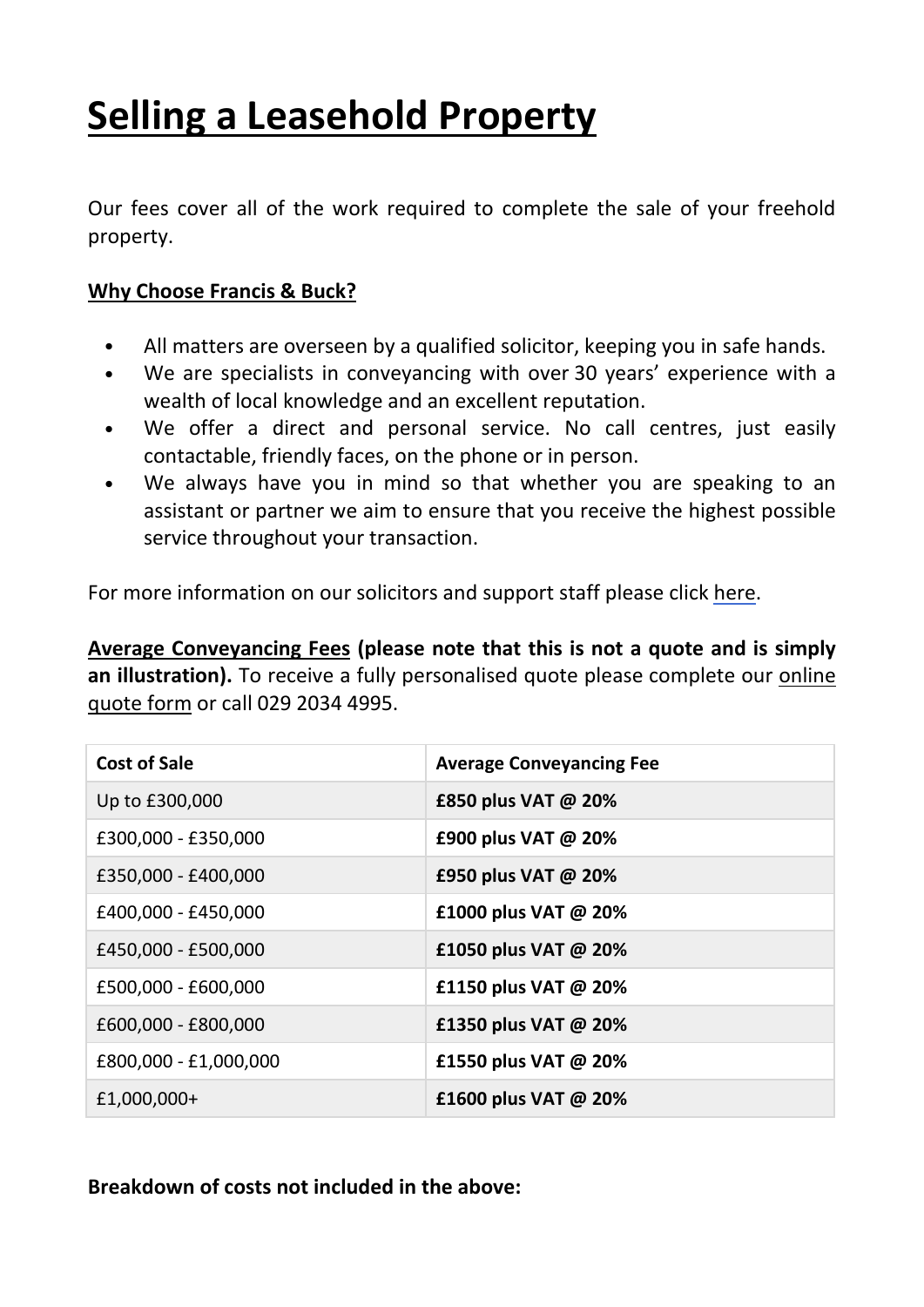# Selling a Leasehold Property

Our fees cover all of the work required to complete the sale of your freehold property.

**Why Choose Francis & Buck?**

- All matters are overseen by a qualified solicitor, keeping you in safe hands.
- We are specialists in conveyancing with over 30 years' experience with a wealth of local knowledge and an excellent reputation.
- We offer a direct and personal service. No call centres, just easily contactable, friendly faces, on the phone or in person.
- We always have you in mind so that whether you are speaking to an assistant or partner we aim to ensure that you receive the highest possible service throughout your transaction.

For more information on our solicitors and support staff please click here.

**Average Conveyancing Fees (please note that this is not a quote and is simply an illustration).** To receive a fully personalised quote please complete our online quote form or call 029 2034 4995.

| Cost of Sale | Average Conveyancing Fee |
|---|---|
| Up to £300,000 | **£850 plus VAT @ 20%** |
| £300,000 - £350,000 | **£900 plus VAT @ 20%** |
| £350,000 - £400,000 | **£950 plus VAT @ 20%** |
| £400,000 - £450,000 | **£1000 plus VAT @ 20%** |
| £450,000 - £500,000 | **£1050 plus VAT @ 20%** |
| £500,000 - £600,000 | **£1150 plus VAT @ 20%** |
| £600,000 - £800,000 | **£1350 plus VAT @ 20%** |
| £800,000 - £1,000,000 | **£1550 plus VAT @ 20%** |
| £1,000,000+ | **£1600 plus VAT @ 20%** |

**Breakdown of costs not included in the above:**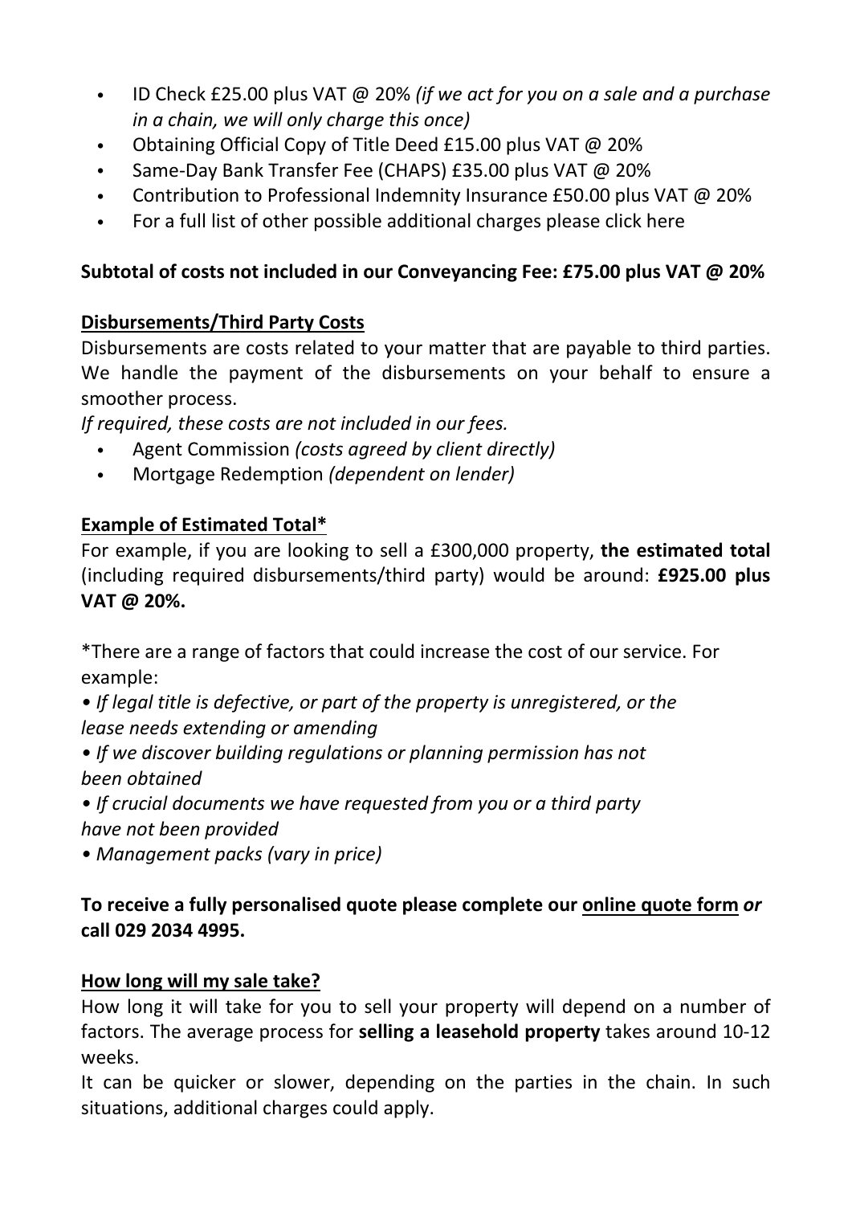- ID Check £25.00 plus VAT @ 20% *(if we act for you on a sale and a purchase in a chain, we will only charge this once)*
- Obtaining Official Copy of Title Deed £15.00 plus VAT @ 20%
- Same-Day Bank Transfer Fee (CHAPS) £35.00 plus VAT @ 20%
- Contribution to Professional Indemnity Insurance £50.00 plus VAT @ 20%
- For a full list of other possible additional charges please click here

**Subtotal of costs not included in our Conveyancing Fee: £75.00 plus VAT @ 20%**

## Disbursements/Third Party Costs

Disbursements are costs related to your matter that are payable to third parties. We handle the payment of the disbursements on your behalf to ensure a smoother process.

*If required, these costs are not included in our fees.*

- Agent Commission *(costs agreed by client directly)*
- Mortgage Redemption *(dependent on lender)*

## Example of Estimated Total*

For example, if you are looking to sell a £300,000 property, **the estimated total** (including required disbursements/third party) would be around: **£925.00 plus VAT @ 20%.**

*There are a range of factors that could increase the cost of our service. For example:

- *If legal title is defective, or part of the property is unregistered, or the lease needs extending or amending*
- *If we discover building regulations or planning permission has not been obtained*
- *If crucial documents we have requested from you or a third party have not been provided*
- *Management packs (vary in price)*

**To receive a fully personalised quote please complete our online quote form *or* call 029 2034 4995.**

## How long will my sale take?

How long it will take for you to sell your property will depend on a number of factors. The average process for **selling a leasehold property** takes around 10-12 weeks.

It can be quicker or slower, depending on the parties in the chain. In such situations, additional charges could apply.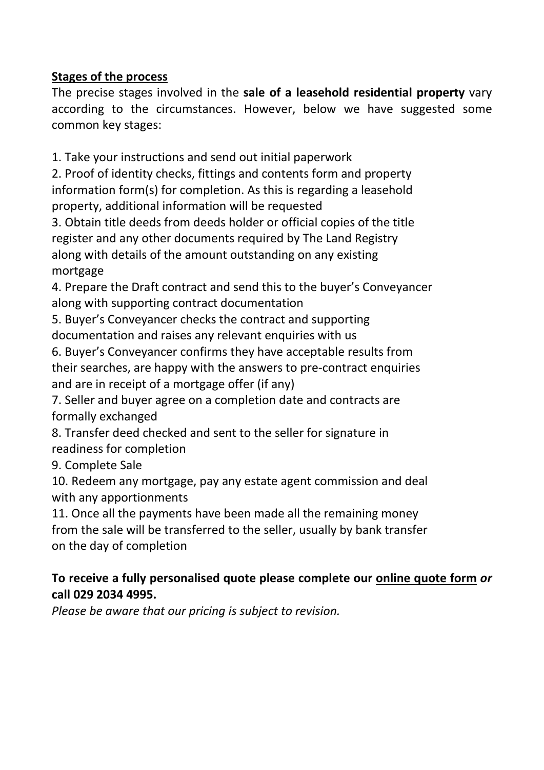**Stages of the process**

The precise stages involved in the **sale of a leasehold residential property** vary according to the circumstances. However, below we have suggested some common key stages:

1. Take your instructions and send out initial paperwork
2. Proof of identity checks, fittings and contents form and property information form(s) for completion. As this is regarding a leasehold property, additional information will be requested
3. Obtain title deeds from deeds holder or official copies of the title register and any other documents required by The Land Registry along with details of the amount outstanding on any existing mortgage
4. Prepare the Draft contract and send this to the buyer's Conveyancer along with supporting contract documentation
5. Buyer's Conveyancer checks the contract and supporting documentation and raises any relevant enquiries with us
6. Buyer's Conveyancer confirms they have acceptable results from their searches, are happy with the answers to pre-contract enquiries and are in receipt of a mortgage offer (if any)
7. Seller and buyer agree on a completion date and contracts are formally exchanged
8. Transfer deed checked and sent to the seller for signature in readiness for completion
9. Complete Sale
10. Redeem any mortgage, pay any estate agent commission and deal with any apportionments
11. Once all the payments have been made all the remaining money from the sale will be transferred to the seller, usually by bank transfer on the day of completion

**To receive a fully personalised quote please complete our <u>online quote form</u> *or* call 029 2034 4995.**

*Please be aware that our pricing is subject to revision.*